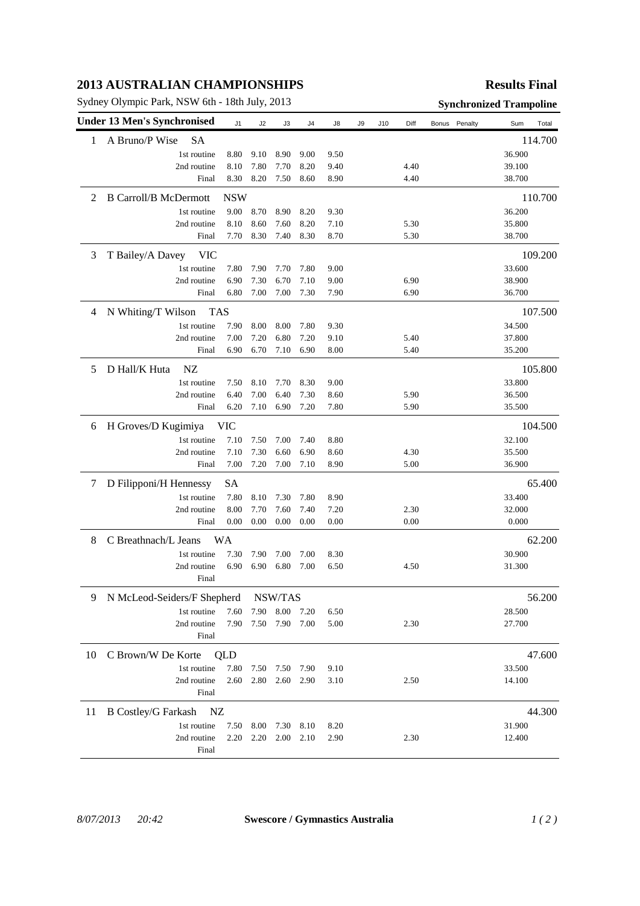# 2013 AUSTRALIAN CHAMPIONSHIPS

**Results Final**

Sydney Olympic Park, NSW 6th - 18th July, 2013

**Synchronized Trampoline**

## Under 13 Men's Synchronised

| Rank | Name / Routine | Club | J1 | J2 | J3 | J4 | J8 | J9 | J10 | Diff | Bonus | Penalty | Sum | Total |
|---|---|---|---|---|---|---|---|---|---|---|---|---|---|---|
| 1 | A Bruno/P Wise | SA | | | | | | | | | | | | 114.700 |
| | 1st routine | | 8.80 | 9.10 | 8.90 | 9.00 | 9.50 | | | | | | 36.900 | |
| | 2nd routine | | 8.10 | 7.80 | 7.70 | 8.20 | 9.40 | | | 4.40 | | | 39.100 | |
| | Final | | 8.30 | 8.20 | 7.50 | 8.60 | 8.90 | | | 4.40 | | | 38.700 | |
| 2 | B Carroll/B McDermott | NSW | | | | | | | | | | | | 110.700 |
| | 1st routine | | 9.00 | 8.70 | 8.90 | 8.20 | 9.30 | | | | | | 36.200 | |
| | 2nd routine | | 8.10 | 8.60 | 7.60 | 8.20 | 7.10 | | | 5.30 | | | 35.800 | |
| | Final | | 7.70 | 8.30 | 7.40 | 8.30 | 8.70 | | | 5.30 | | | 38.700 | |
| 3 | T Bailey/A Davey | VIC | | | | | | | | | | | | 109.200 |
| | 1st routine | | 7.80 | 7.90 | 7.70 | 7.80 | 9.00 | | | | | | 33.600 | |
| | 2nd routine | | 6.90 | 7.30 | 6.70 | 7.10 | 9.00 | | | 6.90 | | | 38.900 | |
| | Final | | 6.80 | 7.00 | 7.00 | 7.30 | 7.90 | | | 6.90 | | | 36.700 | |
| 4 | N Whiting/T Wilson | TAS | | | | | | | | | | | | 107.500 |
| | 1st routine | | 7.90 | 8.00 | 8.00 | 7.80 | 9.30 | | | | | | 34.500 | |
| | 2nd routine | | 7.00 | 7.20 | 6.80 | 7.20 | 9.10 | | | 5.40 | | | 37.800 | |
| | Final | | 6.90 | 6.70 | 7.10 | 6.90 | 8.00 | | | 5.40 | | | 35.200 | |
| 5 | D Hall/K Huta | NZ | | | | | | | | | | | | 105.800 |
| | 1st routine | | 7.50 | 8.10 | 7.70 | 8.30 | 9.00 | | | | | | 33.800 | |
| | 2nd routine | | 6.40 | 7.00 | 6.40 | 7.30 | 8.60 | | | 5.90 | | | 36.500 | |
| | Final | | 6.20 | 7.10 | 6.90 | 7.20 | 7.80 | | | 5.90 | | | 35.500 | |
| 6 | H Groves/D Kugimiya | VIC | | | | | | | | | | | | 104.500 |
| | 1st routine | | 7.10 | 7.50 | 7.00 | 7.40 | 8.80 | | | | | | 32.100 | |
| | 2nd routine | | 7.10 | 7.30 | 6.60 | 6.90 | 8.60 | | | 4.30 | | | 35.500 | |
| | Final | | 7.00 | 7.20 | 7.00 | 7.10 | 8.90 | | | 5.00 | | | 36.900 | |
| 7 | D Filipponi/H Hennessy | SA | | | | | | | | | | | | 65.400 |
| | 1st routine | | 7.80 | 8.10 | 7.30 | 7.80 | 8.90 | | | | | | 33.400 | |
| | 2nd routine | | 8.00 | 7.70 | 7.60 | 7.40 | 7.20 | | | 2.30 | | | 32.000 | |
| | Final | | 0.00 | 0.00 | 0.00 | 0.00 | 0.00 | | | 0.00 | | | 0.000 | |
| 8 | C Breathnach/L Jeans | WA | | | | | | | | | | | | 62.200 |
| | 1st routine | | 7.30 | 7.90 | 7.00 | 7.00 | 8.30 | | | | | | 30.900 | |
| | 2nd routine | | 6.90 | 6.90 | 6.80 | 7.00 | 6.50 | | | 4.50 | | | 31.300 | |
| | Final | | | | | | | | | | | | | |
| 9 | N McLeod-Seiders/F Shepherd | NSW/TAS | | | | | | | | | | | | 56.200 |
| | 1st routine | | 7.60 | 7.90 | 8.00 | 7.20 | 6.50 | | | | | | 28.500 | |
| | 2nd routine | | 7.90 | 7.50 | 7.90 | 7.00 | 5.00 | | | 2.30 | | | 27.700 | |
| | Final | | | | | | | | | | | | | |
| 10 | C Brown/W De Korte | QLD | | | | | | | | | | | | 47.600 |
| | 1st routine | | 7.80 | 7.50 | 7.50 | 7.90 | 9.10 | | | | | | 33.500 | |
| | 2nd routine | | 2.60 | 2.80 | 2.60 | 2.90 | 3.10 | | | 2.50 | | | 14.100 | |
| | Final | | | | | | | | | | | | | |
| 11 | B Costley/G Farkash | NZ | | | | | | | | | | | | 44.300 |
| | 1st routine | | 7.50 | 8.00 | 7.30 | 8.10 | 8.20 | | | | | | 31.900 | |
| | 2nd routine | | 2.20 | 2.20 | 2.00 | 2.10 | 2.90 | | | 2.30 | | | 12.400 | |
| | Final | | | | | | | | | | | | | |

*8/07/2013 20:42* **Swescore / Gymnastics Australia**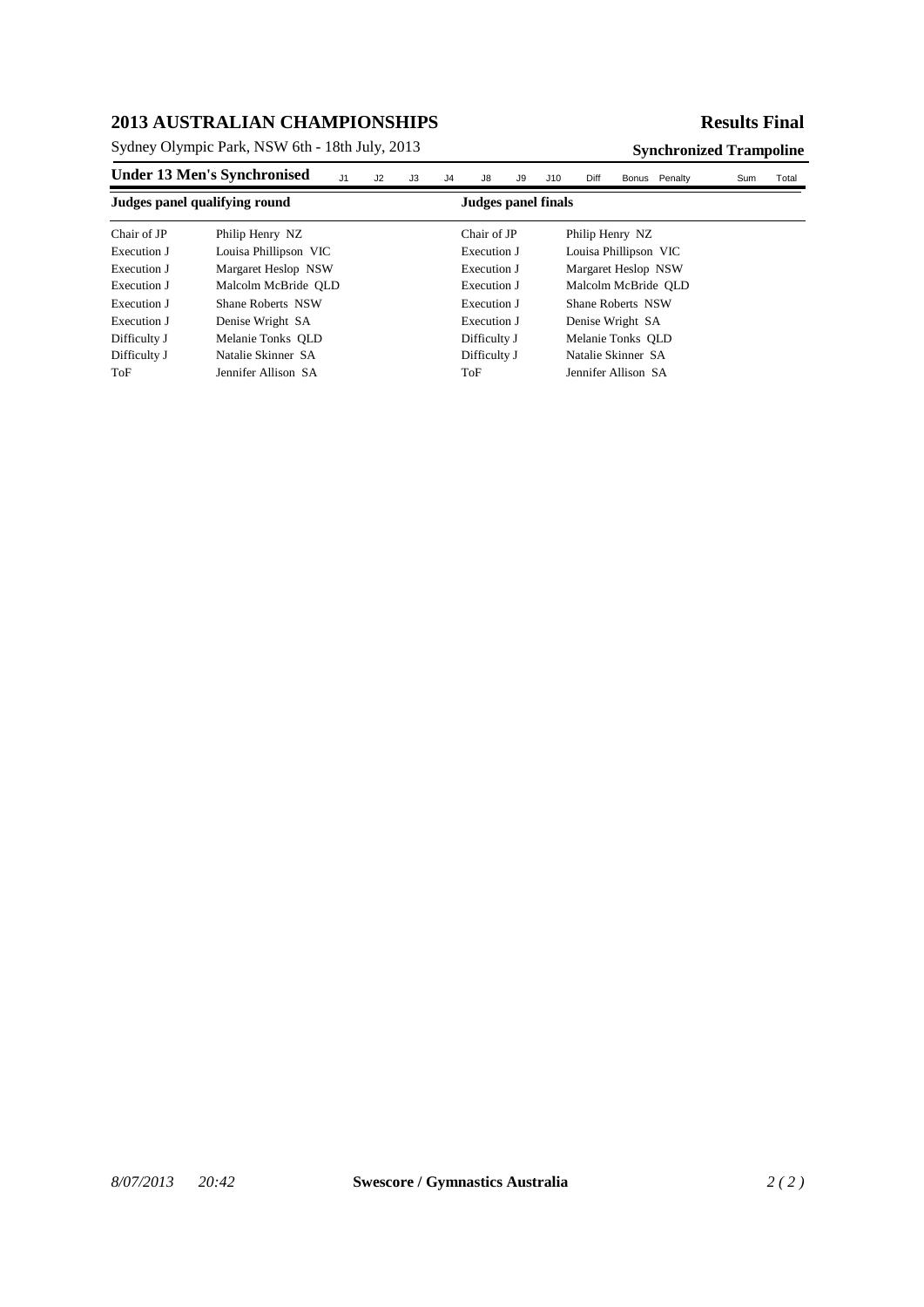# 2013 AUSTRALIAN CHAMPIONSHIPS

**Results Final**

Sydney Olympic Park, NSW 6th - 18th July, 2013

**Synchronized Trampoline**

## Under 13 Men's Synchronised

| J1 | J2 | J3 | J4 | J8 | J9 | J10 | Diff | Bonus | Penalty | Sum | Total |
|---|---|---|---|---|---|---|---|---|---|---|---|

| Judges panel qualifying round | | Judges panel finals | |
|---|---|---|---|
| Chair of JP | Philip Henry NZ | Chair of JP | Philip Henry NZ |
| Execution J | Louisa Phillipson VIC | Execution J | Louisa Phillipson VIC |
| Execution J | Margaret Heslop NSW | Execution J | Margaret Heslop NSW |
| Execution J | Malcolm McBride QLD | Execution J | Malcolm McBride QLD |
| Execution J | Shane Roberts NSW | Execution J | Shane Roberts NSW |
| Execution J | Denise Wright SA | Execution J | Denise Wright SA |
| Difficulty J | Melanie Tonks QLD | Difficulty J | Melanie Tonks QLD |
| Difficulty J | Natalie Skinner SA | Difficulty J | Natalie Skinner SA |
| ToF | Jennifer Allison SA | ToF | Jennifer Allison SA |

*8/07/2013 20:42* **Swescore / Gymnastics Australia**